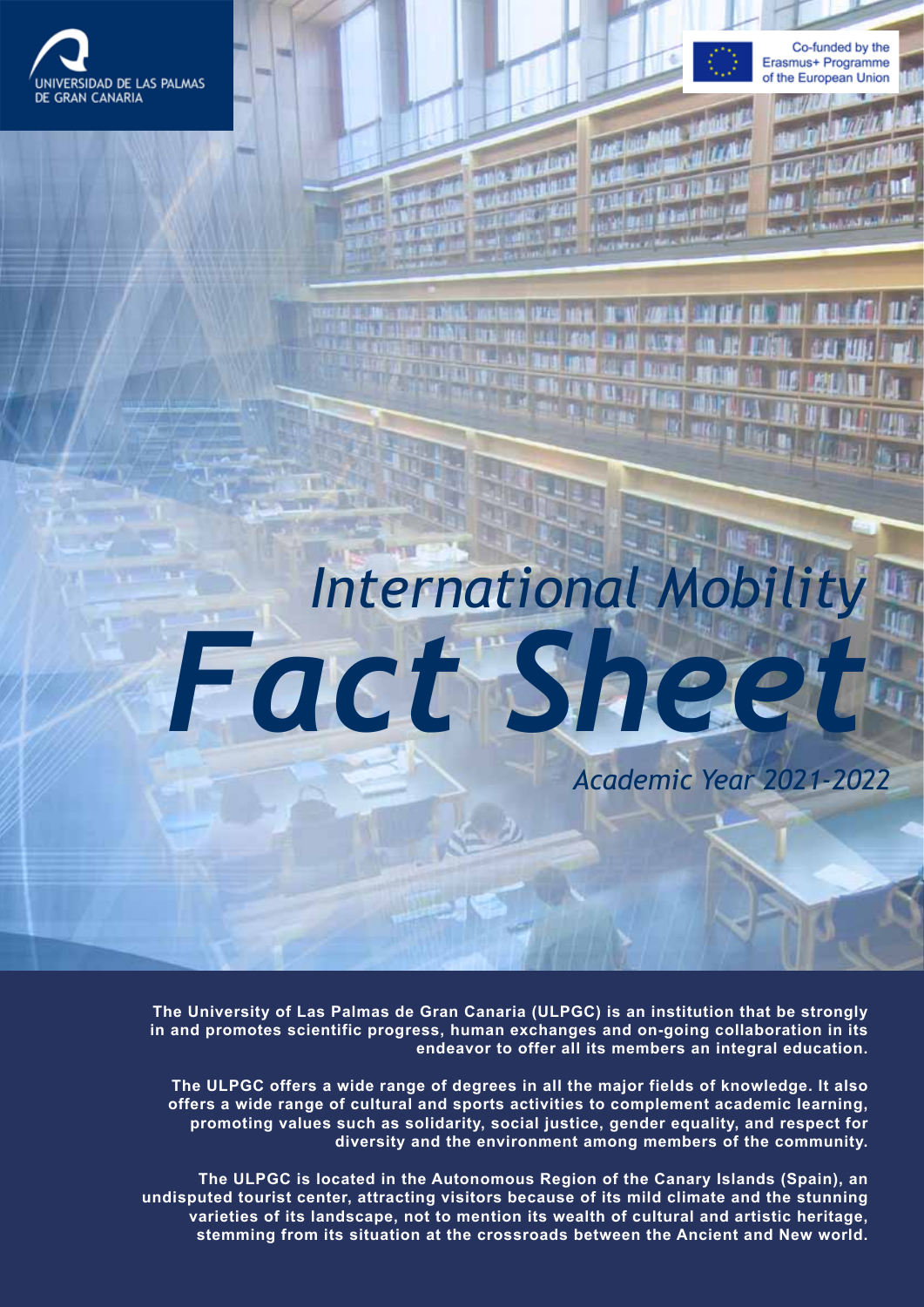UNIVERSIDAD DE LAS PALMAS DE GRAN CANARIA

Co-funded by the Erasmus+ Programme of the European Union

# *International Mobility Fact Sheet*

*Academic Year 2021-2022*

**The University of Las Palmas de Gran Canaria (ULPGC) is an institution that be strongly in and promotes scientific progress, human exchanges and on-going collaboration in its endeavor to offer all its members an integral education.**

**The ULPGC offers a wide range of degrees in all the major fields of knowledge. It also offers a wide range of cultural and sports activities to complement academic learning, promoting values such as solidarity, social justice, gender equality, and respect for diversity and the environment among members of the community.**

**The ULPGC is located in the Autonomous Region of the Canary Islands (Spain), an undisputed tourist center, attracting visitors because of its mild climate and the stunning varieties of its landscape, not to mention its wealth of cultural and artistic heritage, stemming from its situation at the crossroads between the Ancient and New world.**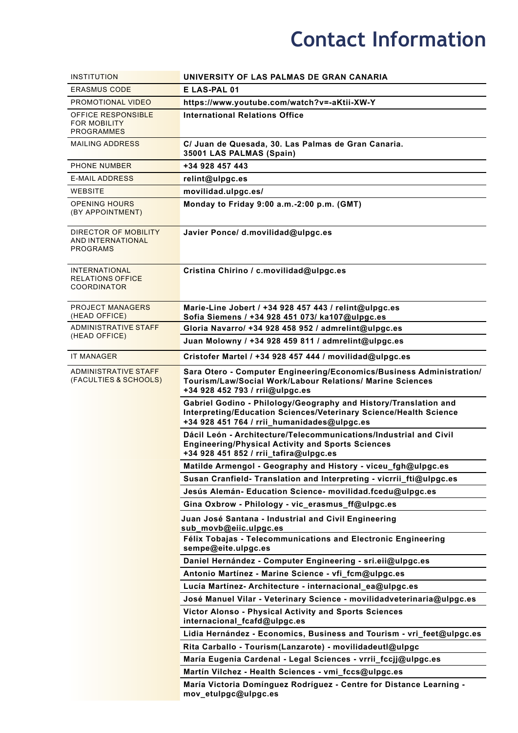# Contact Information

| INSTITUTION | UNIVERSITY OF LAS PALMAS DE GRAN CANARIA |
|---|---|
| ERASMUS CODE | E LAS-PAL 01 |
| PROMOTIONAL VIDEO | https://www.youtube.com/watch?v=-aKtii-XW-Y |
| OFFICE RESPONSIBLE FOR MOBILITY PROGRAMMES | International Relations Office |
| MAILING ADDRESS | C/ Juan de Quesada, 30. Las Palmas de Gran Canaria. 35001 LAS PALMAS (Spain) |
| PHONE NUMBER | +34 928 457 443 |
| E-MAIL ADDRESS | relint@ulpgc.es |
| WEBSITE | movilidad.ulpgc.es/ |
| OPENING HOURS (BY APPOINTMENT) | Monday to Friday 9:00 a.m.-2:00 p.m. (GMT) |
| DIRECTOR OF MOBILITY AND INTERNATIONAL PROGRAMS | Javier Ponce/ d.movilidad@ulpgc.es |
| INTERNATIONAL RELATIONS OFFICE COORDINATOR | Cristina Chirino / c.movilidad@ulpgc.es |
| PROJECT MANAGERS (HEAD OFFICE) | Marie-Line Jobert / +34 928 457 443 / relint@ulpgc.es<br>Sofia Siemens / +34 928 451 073/ ka107@ulpgc.es |
| ADMINISTRATIVE STAFF (HEAD OFFICE) | Gloria Navarro/ +34 928 458 952 / admrelint@ulpgc.es |
| | Juan Molowny / +34 928 459 811 / admrelint@ulpgc.es |
| IT MANAGER | Cristofer Martel / +34 928 457 444 / movilidad@ulpgc.es |
| ADMINISTRATIVE STAFF (FACULTIES & SCHOOLS) | Sara Otero - Computer Engineering/Economics/Business Administration/ Tourism/Law/Social Work/Labour Relations/ Marine Sciences +34 928 452 793 / rrii@ulpgc.es |
| | Gabriel Godino - Philology/Geography and History/Translation and Interpreting/Education Sciences/Veterinary Science/Health Science +34 928 451 764 / rrii_humanidades@ulpgc.es |
| | Dácil León - Architecture/Telecommunications/Industrial and Civil Engineering/Physical Activity and Sports Sciences +34 928 451 852 / rrii_tafira@ulpgc.es |
| | Matilde Armengol - Geography and History - viceu_fgh@ulpgc.es |
| | Susan Cranfield- Translation and Interpreting - vicrrii_fti@ulpgc.es |
| | Jesús Alemán- Education Science- movilidad.fcedu@ulpgc.es |
| | Gina Oxbrow - Philology - vic_erasmus_ff@ulpgc.es |
| | Juan José Santana - Industrial and Civil Engineering sub_movb@eiic.ulpgc.es |
| | Félix Tobajas - Telecommunications and Electronic Engineering sempe@eite.ulpgc.es |
| | Daniel Hernández - Computer Engineering - sri.eii@ulpgc.es |
| | Antonio Martínez - Marine Science - vfi_fcm@ulpgc.es |
| | Lucía Martínez- Architecture - internacional_ea@ulpgc.es |
| | José Manuel Vilar - Veterinary Science - movilidadveterinaria@ulpgc.es |
| | Victor Alonso - Physical Activity and Sports Sciences internacional_fcafd@ulpgc.es |
| | Lidia Hernández - Economics, Business and Tourism - vri_feet@ulpgc.es |
| | Rita Carballo - Tourism(Lanzarote) - movilidadeutl@ulpgc |
| | María Eugenia Cardenal - Legal Sciences - vrrii_fccjj@ulpgc.es |
| | Martín Vilchez - Health Sciences - vmi_fccs@ulpgc.es |
| | María Victoria Domínguez Rodríguez - Centre for Distance Learning - mov_etulpgc@ulpgc.es |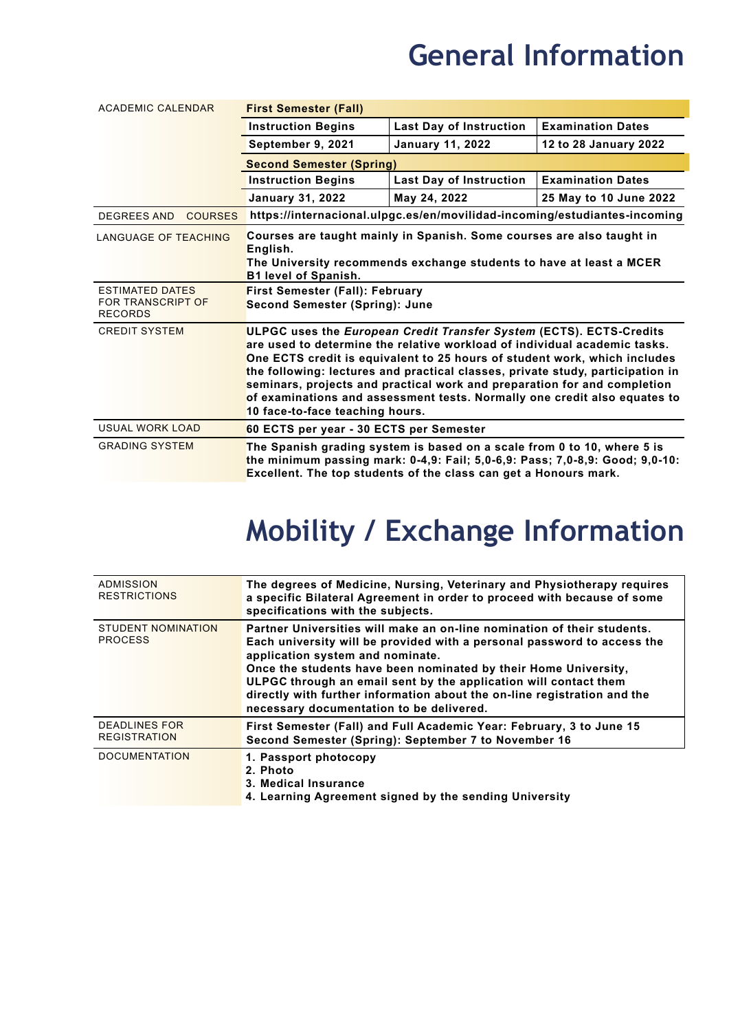# General Information

| ACADEMIC CALENDAR | **First Semester (Fall)** | | |
|---|---|---|---|
| | **Instruction Begins** | **Last Day of Instruction** | **Examination Dates** |
| | **September 9, 2021** | **January 11, 2022** | **12 to 28 January 2022** |
| | **Second Semester (Spring)** | | |
| | **Instruction Begins** | **Last Day of Instruction** | **Examination Dates** |
| | **January 31, 2022** | **May 24, 2022** | **25 May to 10 June 2022** |

| | |
|---|---|
| DEGREES AND COURSES | **https://internacional.ulpgc.es/en/movilidad-incoming/estudiantes-incoming** |
| LANGUAGE OF TEACHING | **Courses are taught mainly in Spanish. Some courses are also taught in English. The University recommends exchange students to have at least a MCER B1 level of Spanish.** |
| ESTIMATED DATES FOR TRANSCRIPT OF RECORDS | **First Semester (Fall): February**<br>**Second Semester (Spring): June** |
| CREDIT SYSTEM | **ULPGC uses the *European Credit Transfer System* (ECTS). ECTS-Credits are used to determine the relative workload of individual academic tasks. One ECTS credit is equivalent to 25 hours of student work, which includes the following: lectures and practical classes, private study, participation in seminars, projects and practical work and preparation for and completion of examinations and assessment tests. Normally one credit also equates to 10 face-to-face teaching hours.** |
| USUAL WORK LOAD | **60 ECTS per year - 30 ECTS per Semester** |
| GRADING SYSTEM | **The Spanish grading system is based on a scale from 0 to 10, where 5 is the minimum passing mark: 0-4,9: Fail; 5,0-6,9: Pass; 7,0-8,9: Good; 9,0-10: Excellent. The top students of the class can get a Honours mark.** |

# Mobility / Exchange Information

| | |
|---|---|
| ADMISSION RESTRICTIONS | **The degrees of Medicine, Nursing, Veterinary and Physiotherapy requires a specific Bilateral Agreement in order to proceed with because of some specifications with the subjects.** |
| STUDENT NOMINATION PROCESS | **Partner Universities will make an on-line nomination of their students. Each university will be provided with a personal password to access the application system and nominate.**<br>**Once the students have been nominated by their Home University, ULPGC through an email sent by the application will contact them directly with further information about the on-line registration and the necessary documentation to be delivered.** |
| DEADLINES FOR REGISTRATION | **First Semester (Fall) and Full Academic Year: February, 3 to June 15**<br>**Second Semester (Spring): September 7 to November 16** |
| DOCUMENTATION | **1. Passport photocopy**<br>**2. Photo**<br>**3. Medical Insurance**<br>**4. Learning Agreement signed by the sending University** |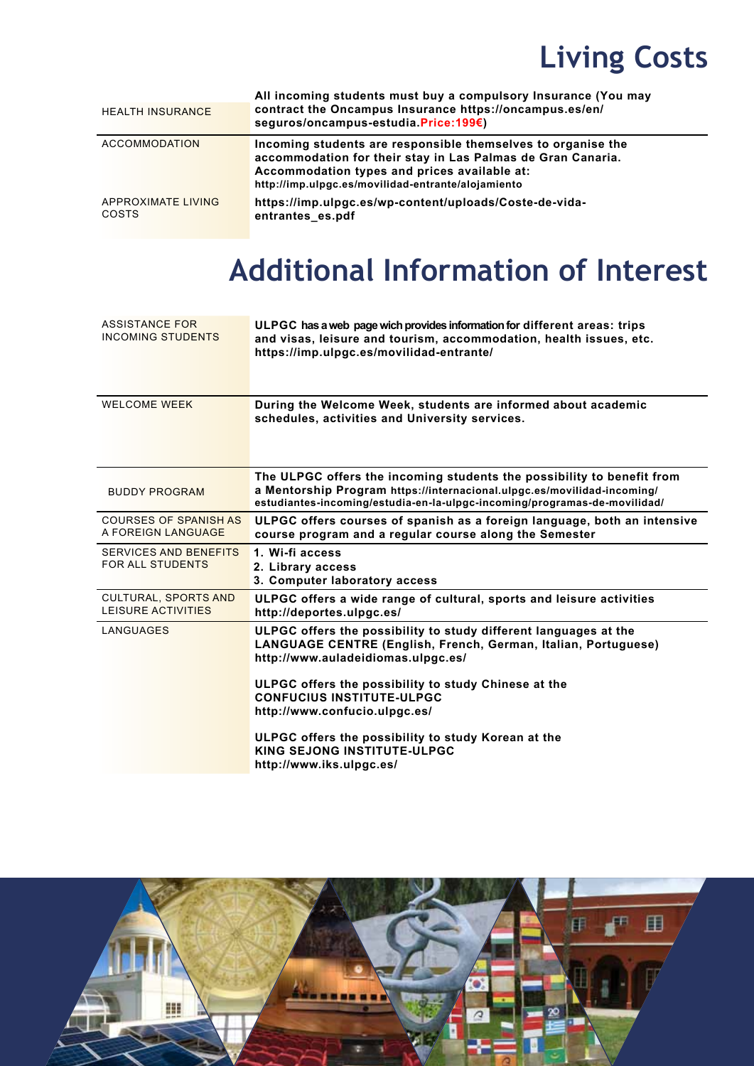# Living Costs

| | |
|---|---|
| HEALTH INSURANCE | **All incoming students must buy a compulsory Insurance (You may contract the Oncampus Insurance https://oncampus.es/en/seguros/oncampus-estudia. Price:199€)** |
| ACCOMMODATION | **Incoming students are responsible themselves to organise the accommodation for their stay in Las Palmas de Gran Canaria. Accommodation types and prices available at: http://imp.ulpgc.es/movilidad-entrante/alojamiento** |
| APPROXIMATE LIVING COSTS | **https://imp.ulpgc.es/wp-content/uploads/Coste-de-vida-entrantes_es.pdf** |

# Additional Information of Interest

| | |
|---|---|
| ASSISTANCE FOR INCOMING STUDENTS | **ULPGC has a web page wich provides information for different areas: trips and visas, leisure and tourism, accommodation, health issues, etc. https://imp.ulpgc.es/movilidad-entrante/** |
| WELCOME WEEK | **During the Welcome Week, students are informed about academic schedules, activities and University services.** |
| BUDDY PROGRAM | **The ULPGC offers the incoming students the possibility to benefit from a Mentorship Program https://internacional.ulpgc.es/movilidad-incoming/estudiantes-incoming/estudia-en-la-ulpgc-incoming/programas-de-movilidad/** |
| COURSES OF SPANISH AS A FOREIGN LANGUAGE | **ULPGC offers courses of spanish as a foreign language, both an intensive course program and a regular course along the Semester** |
| SERVICES AND BENEFITS FOR ALL STUDENTS | **1. Wi-fi access<br>2. Library access<br>3. Computer laboratory access** |
| CULTURAL, SPORTS AND LEISURE ACTIVITIES | **ULPGC offers a wide range of cultural, sports and leisure activities http://deportes.ulpgc.es/** |
| LANGUAGES | **ULPGC offers the possibility to study different languages at the LANGUAGE CENTRE (English, French, German, Italian, Portuguese) http://www.auladeidiomas.ulpgc.es/<br><br>ULPGC offers the possibility to study Chinese at the CONFUCIUS INSTITUTE-ULPGC http://www.confucio.ulpgc.es/<br><br>ULPGC offers the possibility to study Korean at the KING SEJONG INSTITUTE-ULPGC http://www.iks.ulpgc.es/** |